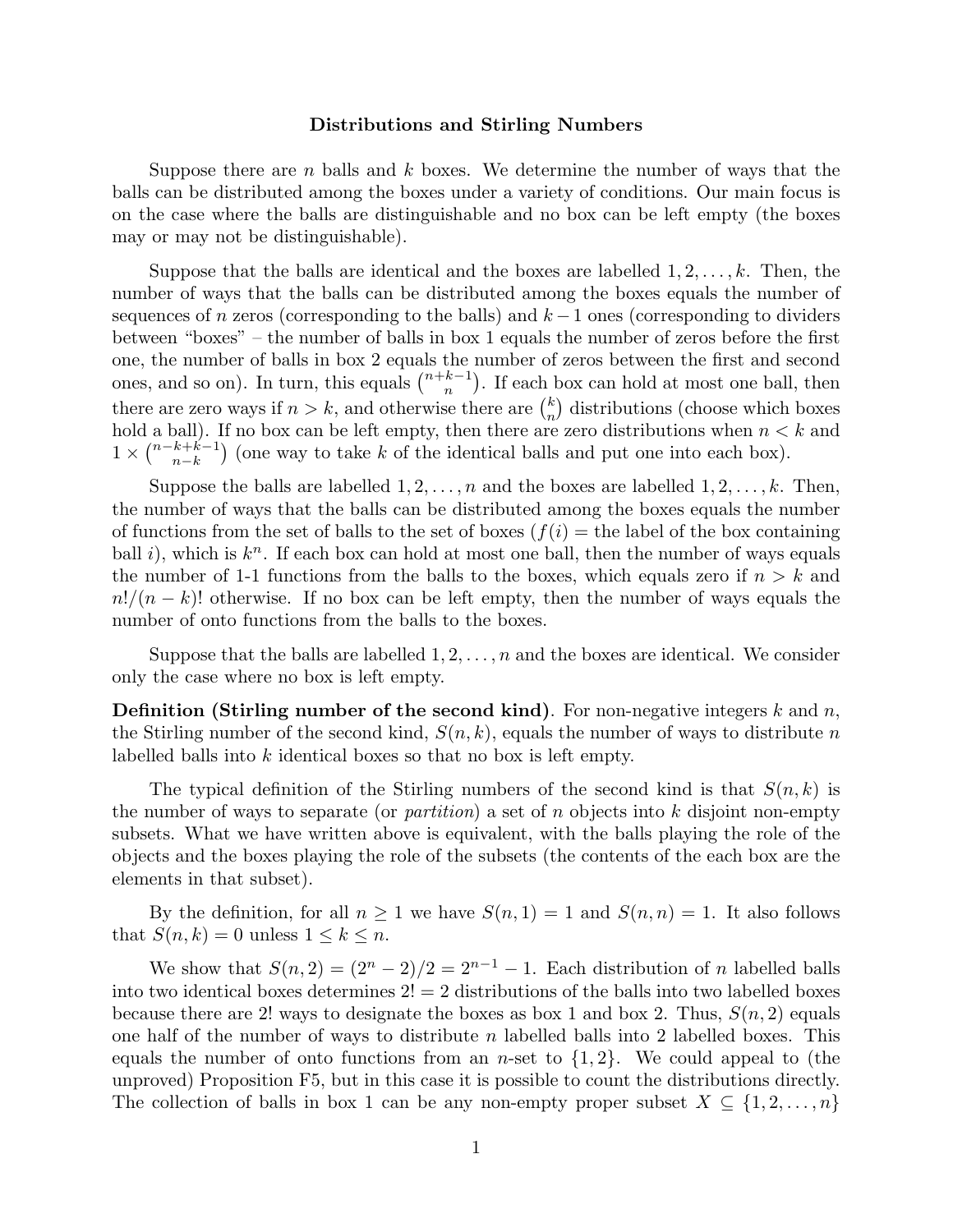# Distributions and Stirling Numbers

Suppose there are $n$ balls and $k$ boxes. We determine the number of ways that the balls can be distributed among the boxes under a variety of conditions. Our main focus is on the case where the balls are distinguishable and no box can be left empty (the boxes may or may not be distinguishable).

Suppose that the balls are identical and the boxes are labelled $1, 2, \ldots, k$. Then, the number of ways that the balls can be distributed among the boxes equals the number of sequences of $n$ zeros (corresponding to the balls) and $k-1$ ones (corresponding to dividers between "boxes" – the number of balls in box 1 equals the number of zeros before the first one, the number of balls in box 2 equals the number of zeros between the first and second ones, and so on). In turn, this equals $\binom{n+k-1}{n}$. If each box can hold at most one ball, then there are zero ways if $n > k$, and otherwise there are $\binom{k}{n}$ distributions (choose which boxes hold a ball). If no box can be left empty, then there are zero distributions when $n < k$ and $1 \times \binom{n-k+k-1}{n-k}$ (one way to take $k$ of the identical balls and put one into each box).

Suppose the balls are labelled $1, 2, \ldots, n$ and the boxes are labelled $1, 2, \ldots, k$. Then, the number of ways that the balls can be distributed among the boxes equals the number of functions from the set of balls to the set of boxes ($f(i) =$ the label of the box containing ball $i$), which is $k^n$. If each box can hold at most one ball, then the number of ways equals the number of 1-1 functions from the balls to the boxes, which equals zero if $n > k$ and $n!/(n-k)!$ otherwise. If no box can be left empty, then the number of ways equals the number of onto functions from the balls to the boxes.

Suppose that the balls are labelled $1, 2, \ldots, n$ and the boxes are identical. We consider only the case where no box is left empty.

**Definition (Stirling number of the second kind)**. For non-negative integers $k$ and $n$, the Stirling number of the second kind, $S(n, k)$, equals the number of ways to distribute $n$ labelled balls into $k$ identical boxes so that no box is left empty.

The typical definition of the Stirling numbers of the second kind is that $S(n, k)$ is the number of ways to separate (or *partition*) a set of $n$ objects into $k$ disjoint non-empty subsets. What we have written above is equivalent, with the balls playing the role of the objects and the boxes playing the role of the subsets (the contents of the each box are the elements in that subset).

By the definition, for all $n \geq 1$ we have $S(n, 1) = 1$ and $S(n, n) = 1$. It also follows that $S(n, k) = 0$ unless $1 \leq k \leq n$.

We show that $S(n, 2) = (2^n - 2)/2 = 2^{n-1} - 1$. Each distribution of $n$ labelled balls into two identical boxes determines $2! = 2$ distributions of the balls into two labelled boxes because there are $2!$ ways to designate the boxes as box 1 and box 2. Thus, $S(n, 2)$ equals one half of the number of ways to distribute $n$ labelled balls into 2 labelled boxes. This equals the number of onto functions from an $n$-set to $\{1, 2\}$. We could appeal to (the unproved) Proposition F5, but in this case it is possible to count the distributions directly. The collection of balls in box 1 can be any non-empty proper subset $X \subseteq \{1, 2, \ldots, n\}$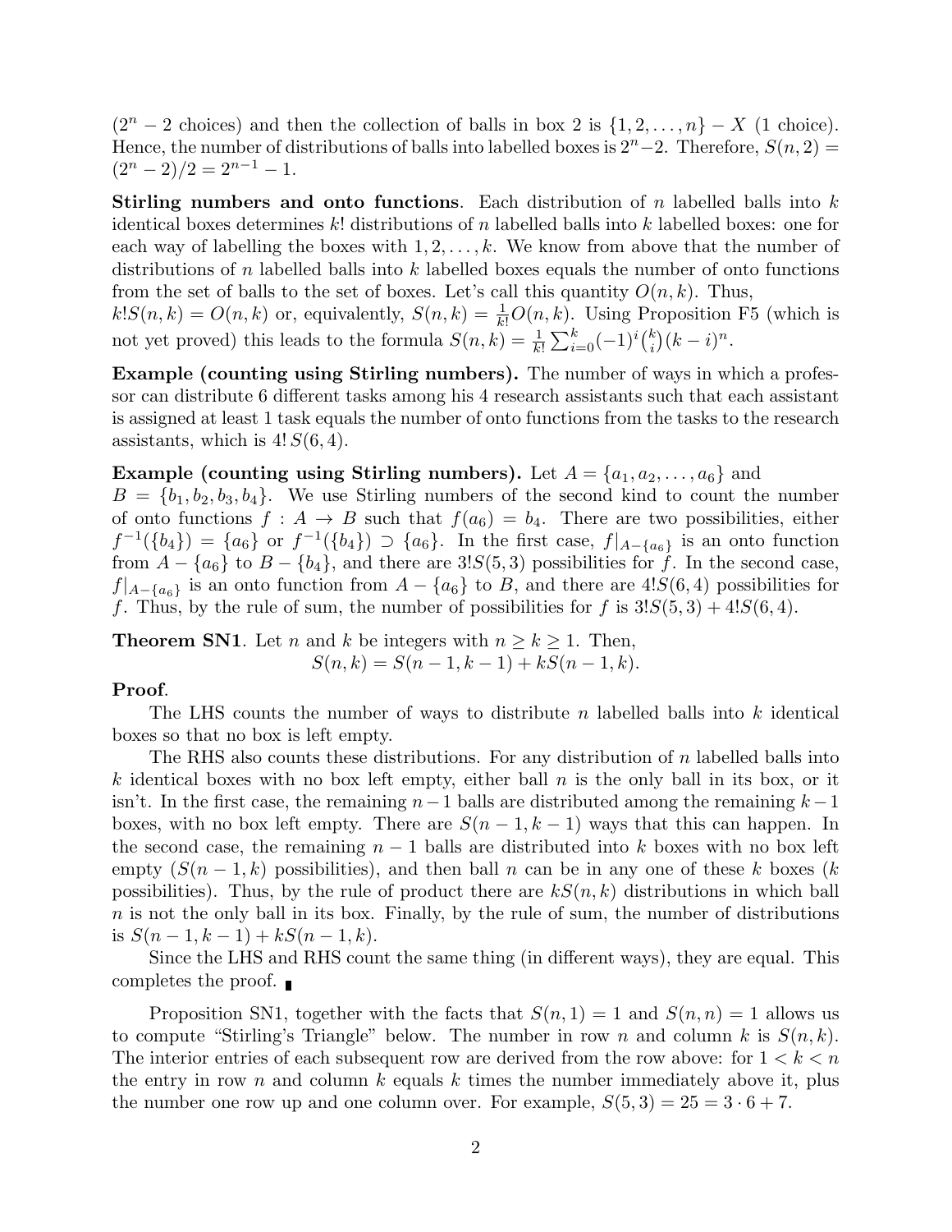($2^n - 2$ choices) and then the collection of balls in box 2 is $\{1, 2, \ldots, n\} - X$ (1 choice). Hence, the number of distributions of balls into labelled boxes is $2^n - 2$. Therefore, $S(n, 2) = (2^n - 2)/2 = 2^{n-1} - 1$.

**Stirling numbers and onto functions**. Each distribution of $n$ labelled balls into $k$ identical boxes determines $k!$ distributions of $n$ labelled balls into $k$ labelled boxes: one for each way of labelling the boxes with $1, 2, \ldots, k$. We know from above that the number of distributions of $n$ labelled balls into $k$ labelled boxes equals the number of onto functions from the set of balls to the set of boxes. Let's call this quantity $O(n, k)$. Thus, $k!S(n, k) = O(n, k)$ or, equivalently, $S(n, k) = \frac{1}{k!}O(n, k)$. Using Proposition F5 (which is not yet proved) this leads to the formula $S(n, k) = \frac{1}{k!}\sum_{i=0}^{k}(-1)^i\binom{k}{i}(k-i)^n$.

**Example (counting using Stirling numbers).** The number of ways in which a professor can distribute 6 different tasks among his 4 research assistants such that each assistant is assigned at least 1 task equals the number of onto functions from the tasks to the research assistants, which is $4!\, S(6, 4)$.

**Example (counting using Stirling numbers).** Let $A = \{a_1, a_2, \ldots, a_6\}$ and $B = \{b_1, b_2, b_3, b_4\}$. We use Stirling numbers of the second kind to count the number of onto functions $f : A \to B$ such that $f(a_6) = b_4$. There are two possibilities, either $f^{-1}(\{b_4\}) = \{a_6\}$ or $f^{-1}(\{b_4\}) \supset \{a_6\}$. In the first case, $f|_{A-\{a_6\}}$ is an onto function from $A - \{a_6\}$ to $B - \{b_4\}$, and there are $3!S(5, 3)$ possibilities for $f$. In the second case, $f|_{A-\{a_6\}}$ is an onto function from $A - \{a_6\}$ to $B$, and there are $4!S(6, 4)$ possibilities for $f$. Thus, by the rule of sum, the number of possibilities for $f$ is $3!S(5, 3) + 4!S(6, 4)$.

**Theorem SN1**. Let $n$ and $k$ be integers with $n \geq k \geq 1$. Then,

$$S(n, k) = S(n-1, k-1) + kS(n-1, k).$$

**Proof**.

The LHS counts the number of ways to distribute $n$ labelled balls into $k$ identical boxes so that no box is left empty.

The RHS also counts these distributions. For any distribution of $n$ labelled balls into $k$ identical boxes with no box left empty, either ball $n$ is the only ball in its box, or it isn't. In the first case, the remaining $n-1$ balls are distributed among the remaining $k-1$ boxes, with no box left empty. There are $S(n-1, k-1)$ ways that this can happen. In the second case, the remaining $n-1$ balls are distributed into $k$ boxes with no box left empty ($S(n-1, k)$ possibilities), and then ball $n$ can be in any one of these $k$ boxes ($k$ possibilities). Thus, by the rule of product there are $kS(n, k)$ distributions in which ball $n$ is not the only ball in its box. Finally, by the rule of sum, the number of distributions is $S(n-1, k-1) + kS(n-1, k)$.

Since the LHS and RHS count the same thing (in different ways), they are equal. This completes the proof. ∎

Proposition SN1, together with the facts that $S(n, 1) = 1$ and $S(n, n) = 1$ allows us to compute "Stirling's Triangle" below. The number in row $n$ and column $k$ is $S(n, k)$. The interior entries of each subsequent row are derived from the row above: for $1 < k < n$ the entry in row $n$ and column $k$ equals $k$ times the number immediately above it, plus the number one row up and one column over. For example, $S(5, 3) = 25 = 3 \cdot 6 + 7$.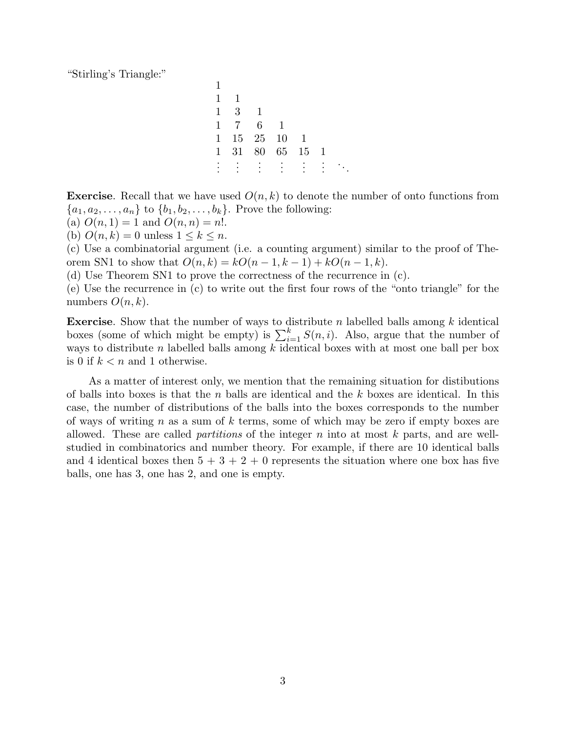"Stirling's Triangle:"

$$
\begin{array}{cccccccc}
1 \\
1 & 1 \\
1 & 3 & 1 \\
1 & 7 & 6 & 1 \\
1 & 15 & 25 & 10 & 1 \\
1 & 31 & 80 & 65 & 15 & 1 \\
\vdots & \vdots & \vdots & \vdots & \vdots & \vdots & \ddots
\end{array}
$$

**Exercise**. Recall that we have used $O(n, k)$ to denote the number of onto functions from $\{a_1, a_2, \ldots, a_n\}$ to $\{b_1, b_2, \ldots, b_k\}$. Prove the following:
(a) $O(n, 1) = 1$ and $O(n, n) = n!$.
(b) $O(n, k) = 0$ unless $1 \le k \le n$.
(c) Use a combinatorial argument (i.e. a counting argument) similar to the proof of Theorem SN1 to show that $O(n, k) = kO(n - 1, k - 1) + kO(n - 1, k)$.
(d) Use Theorem SN1 to prove the correctness of the recurrence in (c).
(e) Use the recurrence in (c) to write out the first four rows of the "onto triangle" for the numbers $O(n, k)$.

**Exercise**. Show that the number of ways to distribute $n$ labelled balls among $k$ identical boxes (some of which might be empty) is $\sum_{i=1}^{k} S(n, i)$. Also, argue that the number of ways to distribute $n$ labelled balls among $k$ identical boxes with at most one ball per box is 0 if $k < n$ and 1 otherwise.

As a matter of interest only, we mention that the remaining situation for distibutions of balls into boxes is that the $n$ balls are identical and the $k$ boxes are identical. In this case, the number of distributions of the balls into the boxes corresponds to the number of ways of writing $n$ as a sum of $k$ terms, some of which may be zero if empty boxes are allowed. These are called *partitions* of the integer $n$ into at most $k$ parts, and are well-studied in combinatorics and number theory. For example, if there are 10 identical balls and 4 identical boxes then $5 + 3 + 2 + 0$ represents the situation where one box has five balls, one has 3, one has 2, and one is empty.